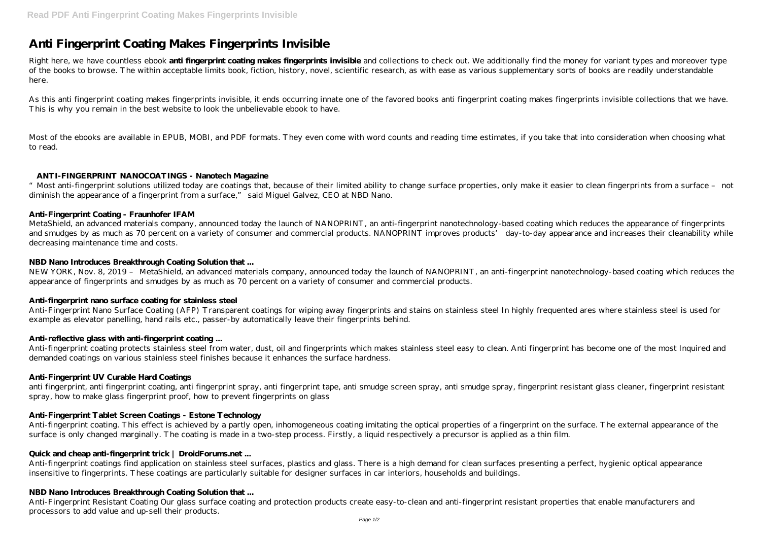# Anti Fingerprint Coating Makes Fingerprints Invisible

Right here, we have countless ebook **anti fingerprint coating makes fingerprints invisible** and collections to check out. We additionally find the money for variant types and moreover type of the books to browse. The within acceptable limits book, fiction, history, novel, scientific research, as with ease as various supplementary sorts of books are readily understandable here.

As this anti fingerprint coating makes fingerprints invisible, it ends occurring innate one of the favored books anti fingerprint coating makes fingerprints invisible collections that we have. This is why you remain in the best website to look the unbelievable ebook to have.

Most of the ebooks are available in EPUB, MOBI, and PDF formats. They even come with word counts and reading time estimates, if you take that into consideration when choosing what to read.

### ANTI-FINGERPRINT NANOCOATINGS - Nanotech Magazine

"Most anti-fingerprint solutions utilized today are coatings that, because of their limited ability to change surface properties, only make it easier to clean fingerprints from a surface – not diminish the appearance of a fingerprint from a surface," said Miguel Galvez, CEO at NBD Nano.

### Anti-Fingerprint Coating - Fraunhofer IFAM

MetaShield, an advanced materials company, announced today the launch of NANOPRINT, an anti-fingerprint nanotechnology-based coating which reduces the appearance of fingerprints and smudges by as much as 70 percent on a variety of consumer and commercial products. NANOPRINT improves products' day-to-day appearance and increases their cleanability while decreasing maintenance time and costs.

### NBD Nano Introduces Breakthrough Coating Solution that ...

NEW YORK, Nov. 8, 2019 – MetaShield, an advanced materials company, announced today the launch of NANOPRINT, an anti-fingerprint nanotechnology-based coating which reduces the appearance of fingerprints and smudges by as much as 70 percent on a variety of consumer and commercial products.

### Anti-fingerprint nano surface coating for stainless steel

Anti-Fingerprint Nano Surface Coating (AFP) Transparent coatings for wiping away fingerprints and stains on stainless steel In highly frequented ares where stainless steel is used for example as elevator panelling, hand rails etc., passer-by automatically leave their fingerprints behind.

### Anti-reflective glass with anti-fingerprint coating ...

Anti-fingerprint coating protects stainless steel from water, dust, oil and fingerprints which makes stainless steel easy to clean. Anti fingerprint has become one of the most Inquired and demanded coatings on various stainless steel finishes because it enhances the surface hardness.

### Anti-Fingerprint UV Curable Hard Coatings

anti fingerprint, anti fingerprint coating, anti fingerprint spray, anti fingerprint tape, anti smudge screen spray, anti smudge spray, fingerprint resistant glass cleaner, fingerprint resistant spray, how to make glass fingerprint proof, how to prevent fingerprints on glass

### Anti-Fingerprint Tablet Screen Coatings - Estone Technology

Anti-fingerprint coating. This effect is achieved by a partly open, inhomogeneous coating imitating the optical properties of a fingerprint on the surface. The external appearance of the surface is only changed marginally. The coating is made in a two-step process. Firstly, a liquid respectively a precursor is applied as a thin film.

### Quick and cheap anti-fingerprint trick | DroidForums.net ...

Anti-fingerprint coatings find application on stainless steel surfaces, plastics and glass. There is a high demand for clean surfaces presenting a perfect, hygienic optical appearance insensitive to fingerprints. These coatings are particularly suitable for designer surfaces in car interiors, households and buildings.

### NBD Nano Introduces Breakthrough Coating Solution that ...

Anti-Fingerprint Resistant Coating Our glass surface coating and protection products create easy-to-clean and anti-fingerprint resistant properties that enable manufacturers and processors to add value and up-sell their products.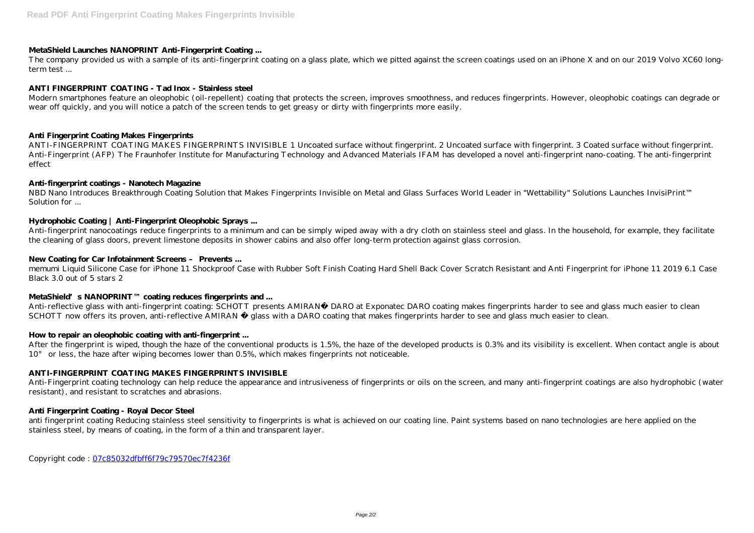**MetaShield Launches NANOPRINT Anti-Fingerprint Coating ...**

The company provided us with a sample of its anti-fingerprint coating on a glass plate, which we pitted against the screen coatings used on an iPhone X and on our 2019 Volvo XC60 long-term test ...

**ANTI FINGERPRINT COATING - Tad Inox - Stainless steel**

Modern smartphones feature an oleophobic (oil-repellent) coating that protects the screen, improves smoothness, and reduces fingerprints. However, oleophobic coatings can degrade or wear off quickly, and you will notice a patch of the screen tends to get greasy or dirty with fingerprints more easily.

**Anti Fingerprint Coating Makes Fingerprints**

ANTI-FINGERPRINT COATING MAKES FINGERPRINTS INVISIBLE 1 Uncoated surface without fingerprint. 2 Uncoated surface with fingerprint. 3 Coated surface without fingerprint. Anti-Fingerprint (AFP) The Fraunhofer Institute for Manufacturing Technology and Advanced Materials IFAM has developed a novel anti-fingerprint nano-coating. The anti-fingerprint effect

**Anti-fingerprint coatings - Nanotech Magazine**

NBD Nano Introduces Breakthrough Coating Solution that Makes Fingerprints Invisible on Metal and Glass Surfaces World Leader in "Wettability" Solutions Launches InvisiPrint™ Solution for ...

**Hydrophobic Coating | Anti-Fingerprint Oleophobic Sprays ...**

Anti-fingerprint nanocoatings reduce fingerprints to a minimum and can be simply wiped away with a dry cloth on stainless steel and glass. In the household, for example, they facilitate the cleaning of glass doors, prevent limestone deposits in shower cabins and also offer long-term protection against glass corrosion.

**New Coating for Car Infotainment Screens – Prevents ...**

memumi Liquid Silicone Case for iPhone 11 Shockproof Case with Rubber Soft Finish Coating Hard Shell Back Cover Scratch Resistant and Anti Fingerprint for iPhone 11 2019 6.1 Case Black 3.0 out of 5 stars 2

**MetaShield's NANOPRINT™ coating reduces fingerprints and ...**

Anti-reflective glass with anti-fingerprint coating: SCHOTT presents AMIRAN® DARO at Exponatec DARO coating makes fingerprints harder to see and glass much easier to clean SCHOTT now offers its proven, anti-reflective AMIRAN ® glass with a DARO coating that makes fingerprints harder to see and glass much easier to clean.

**How to repair an oleophobic coating with anti-fingerprint ...**

After the fingerprint is wiped, though the haze of the conventional products is 1.5%, the haze of the developed products is 0.3% and its visibility is excellent. When contact angle is about 10° or less, the haze after wiping becomes lower than 0.5%, which makes fingerprints not noticeable.

**ANTI-FINGERPRINT COATING MAKES FINGERPRINTS INVISIBLE**

Anti-Fingerprint coating technology can help reduce the appearance and intrusiveness of fingerprints or oils on the screen, and many anti-fingerprint coatings are also hydrophobic (water resistant), and resistant to scratches and abrasions.

**Anti Fingerprint Coating - Royal Decor Steel**

anti fingerprint coating Reducing stainless steel sensitivity to fingerprints is what is achieved on our coating line. Paint systems based on nano technologies are here applied on the stainless steel, by means of coating, in the form of a thin and transparent layer.

Copyright code : 07c85032dfbff6f79c79570ec7f4236f